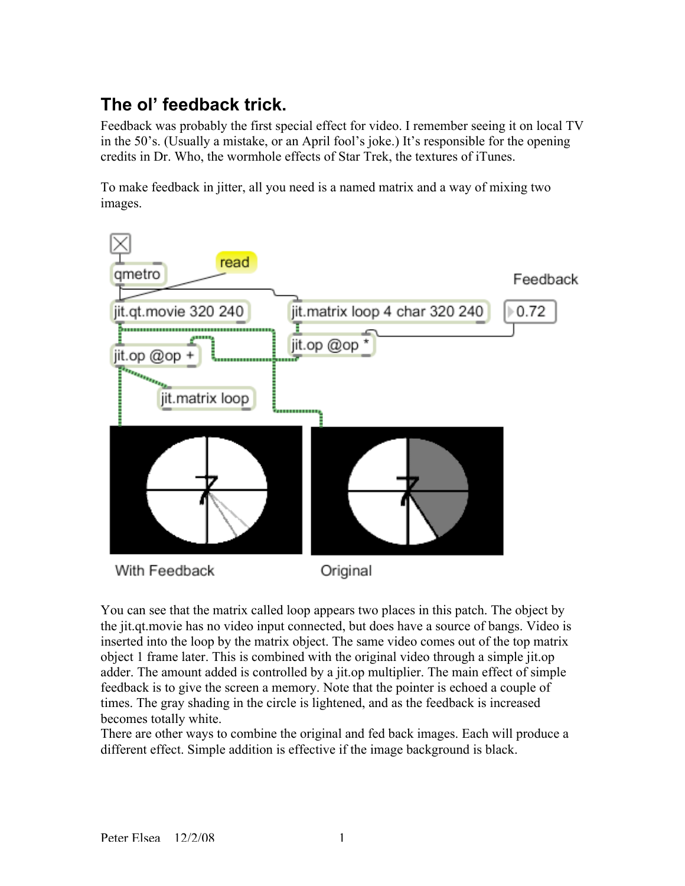## The ol' feedback trick.

Feedback was probably the first special effect for video. I remember seeing it on local TV in the 50's. (Usually a mistake, or an April fool's joke.) It's responsible for the opening credits in Dr. Who, the wormhole effects of Star Trek, the textures of iTunes.

To make feedback in jitter, all you need is a named matrix and a way of mixing two images.

You can see that the matrix called loop appears two places in this patch. The object by the jit.qt.movie has no video input connected, but does have a source of bangs. Video is inserted into the loop by the matrix object. The same video comes out of the top matrix object 1 frame later. This is combined with the original video through a simple jit.op adder. The amount added is controlled by a jit.op multiplier. The main effect of simple feedback is to give the screen a memory. Note that the pointer is echoed a couple of times. The gray shading in the circle is lightened, and as the feedback is increased becomes totally white.

There are other ways to combine the original and fed back images. Each will produce a different effect. Simple addition is effective if the image background is black.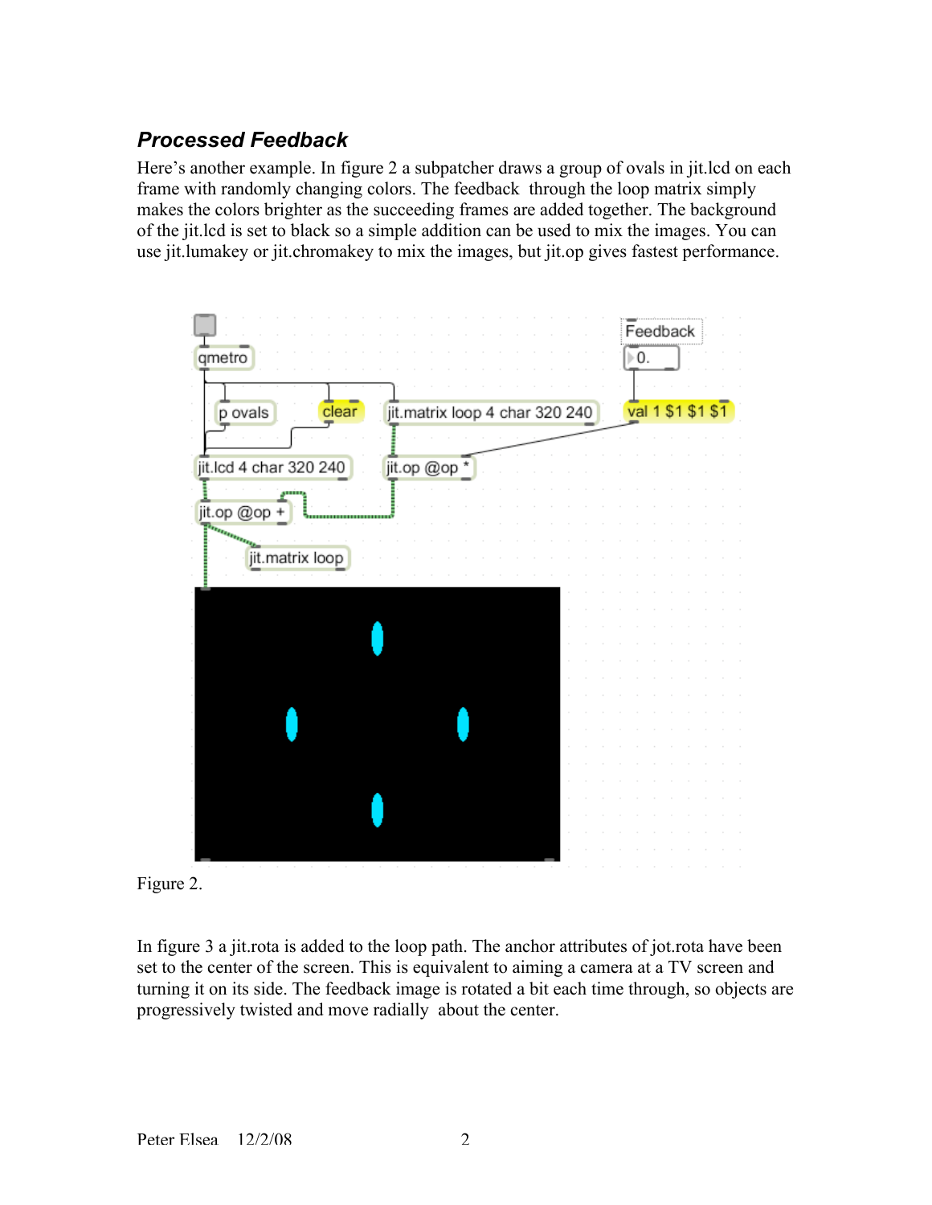## *Processed Feedback*

Here's another example. In figure 2 a subpatcher draws a group of ovals in jit.lcd on each frame with randomly changing colors. The feedback through the loop matrix simply makes the colors brighter as the succeeding frames are added together. The background of the jit.lcd is set to black so a simple addition can be used to mix the images. You can use jit.lumakey or jit.chromakey to mix the images, but jit.op gives fastest performance.

Figure 2.

In figure 3 a jit.rota is added to the loop path. The anchor attributes of jot.rota have been set to the center of the screen. This is equivalent to aiming a camera at a TV screen and turning it on its side. The feedback image is rotated a bit each time through, so objects are progressively twisted and move radially about the center.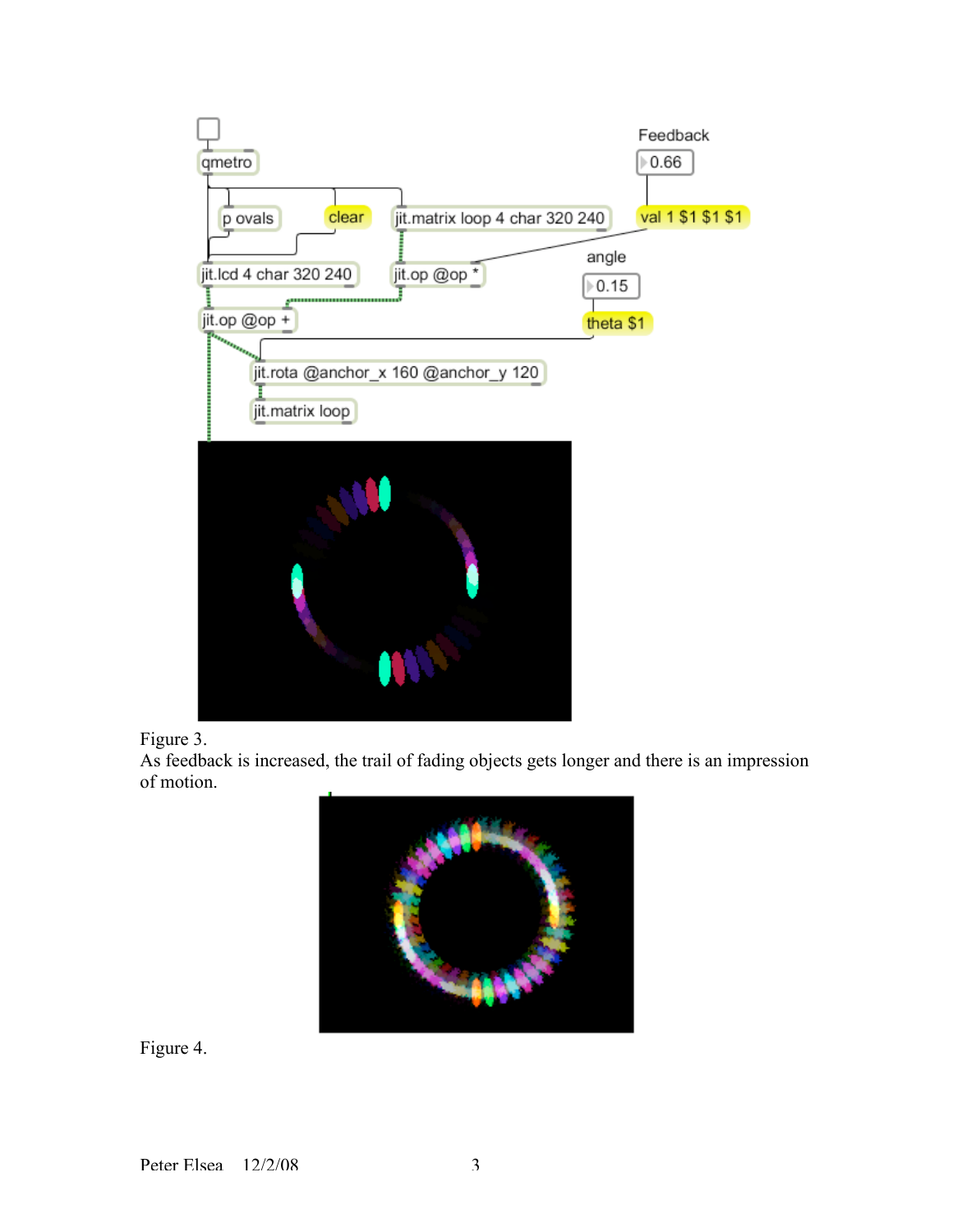Figure 3.
As feedback is increased, the trail of fading objects gets longer and there is an impression of motion.

Figure 4.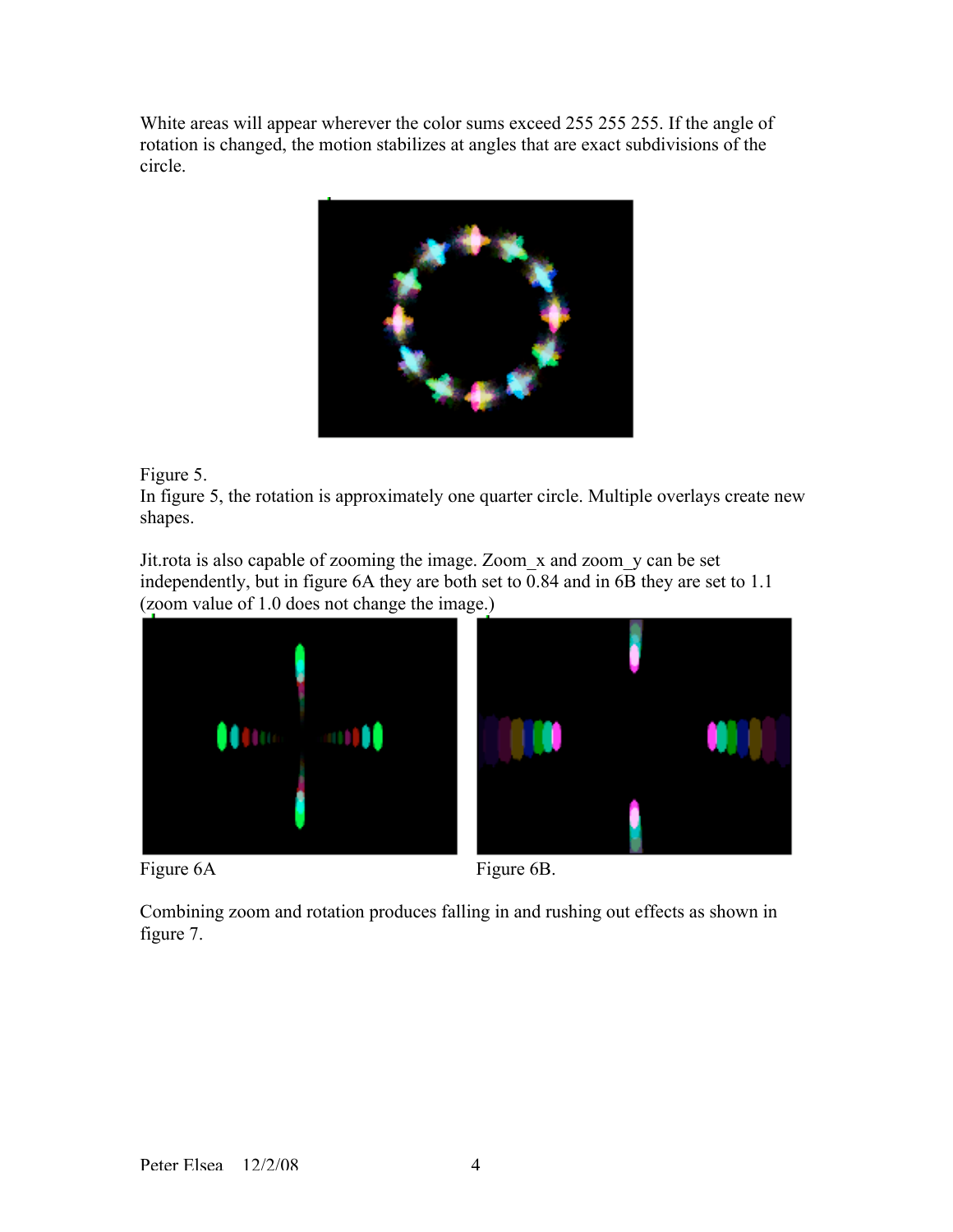White areas will appear wherever the color sums exceed 255 255 255. If the angle of rotation is changed, the motion stabilizes at angles that are exact subdivisions of the circle.

Figure 5.

In figure 5, the rotation is approximately one quarter circle. Multiple overlays create new shapes.

Jit.rota is also capable of zooming the image. Zoom_x and zoom_y can be set independently, but in figure 6A they are both set to 0.84 and in 6B they are set to 1.1 (zoom value of 1.0 does not change the image.)

Figure 6A

Figure 6B.

Combining zoom and rotation produces falling in and rushing out effects as shown in figure 7.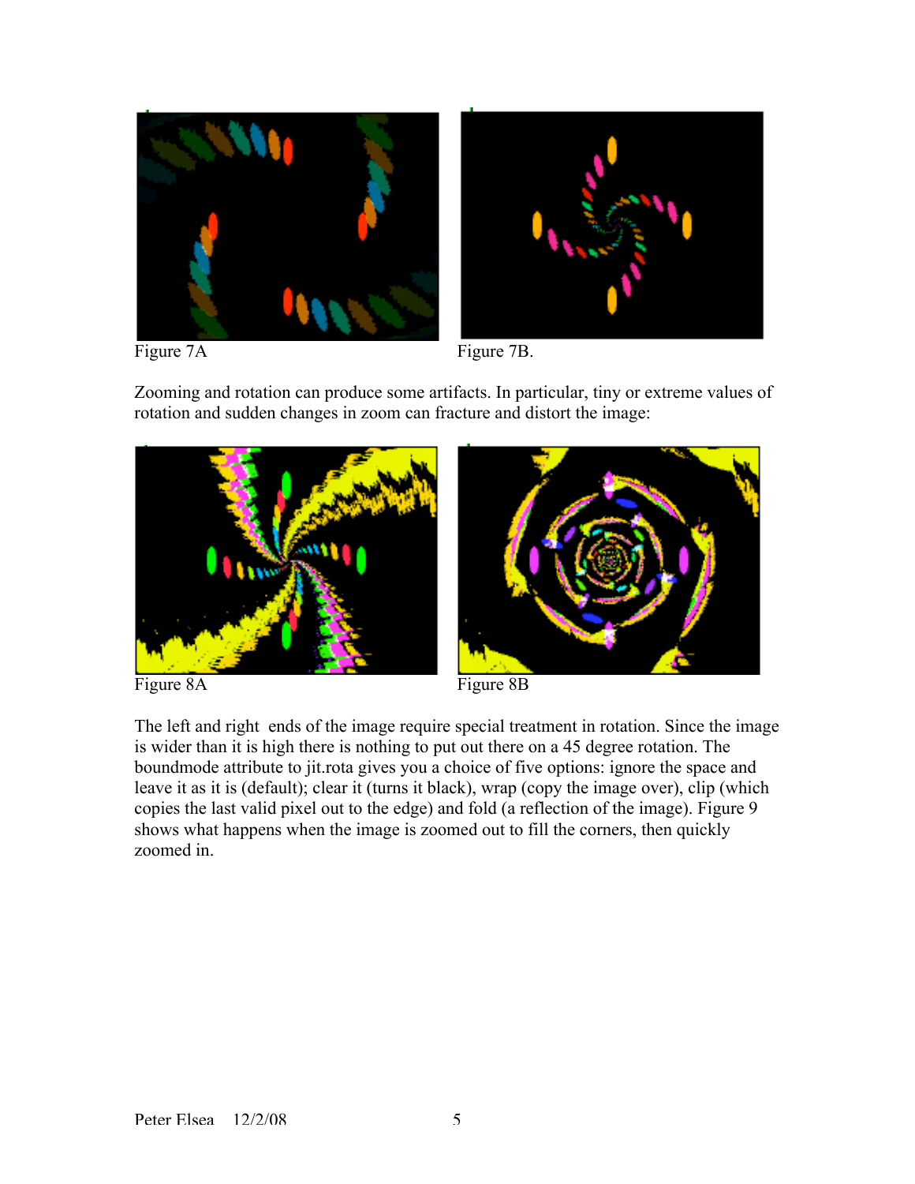Figure 7A

Figure 7B.

Zooming and rotation can produce some artifacts. In particular, tiny or extreme values of rotation and sudden changes in zoom can fracture and distort the image:

Figure 8A

Figure 8B

The left and right ends of the image require special treatment in rotation. Since the image is wider than it is high there is nothing to put out there on a 45 degree rotation. The boundmode attribute to jit.rota gives you a choice of five options: ignore the space and leave it as it is (default); clear it (turns it black), wrap (copy the image over), clip (which copies the last valid pixel out to the edge) and fold (a reflection of the image). Figure 9 shows what happens when the image is zoomed out to fill the corners, then quickly zoomed in.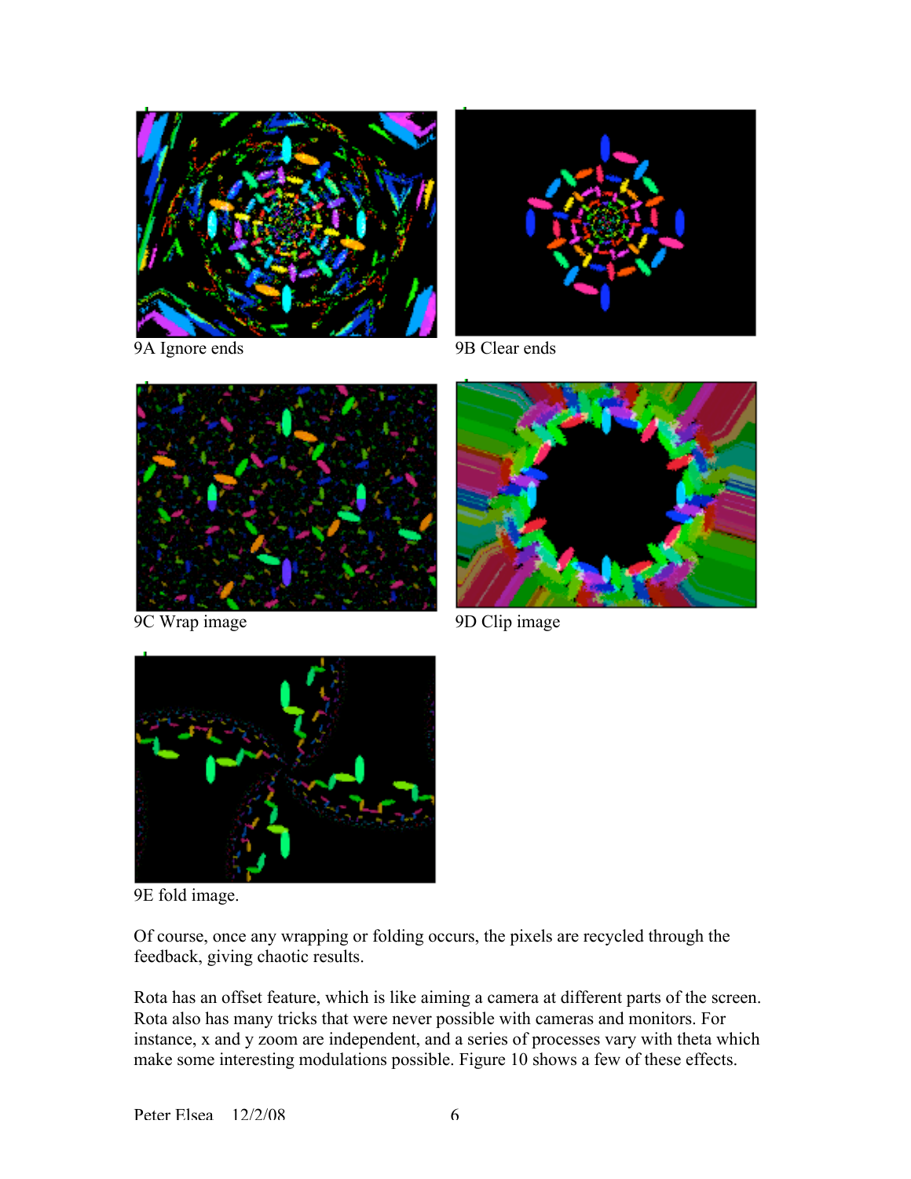9A Ignore ends

9B Clear ends

9C Wrap image

9D Clip image

9E fold image.

Of course, once any wrapping or folding occurs, the pixels are recycled through the feedback, giving chaotic results.

Rota has an offset feature, which is like aiming a camera at different parts of the screen. Rota also has many tricks that were never possible with cameras and monitors. For instance, x and y zoom are independent, and a series of processes vary with theta which make some interesting modulations possible. Figure 10 shows a few of these effects.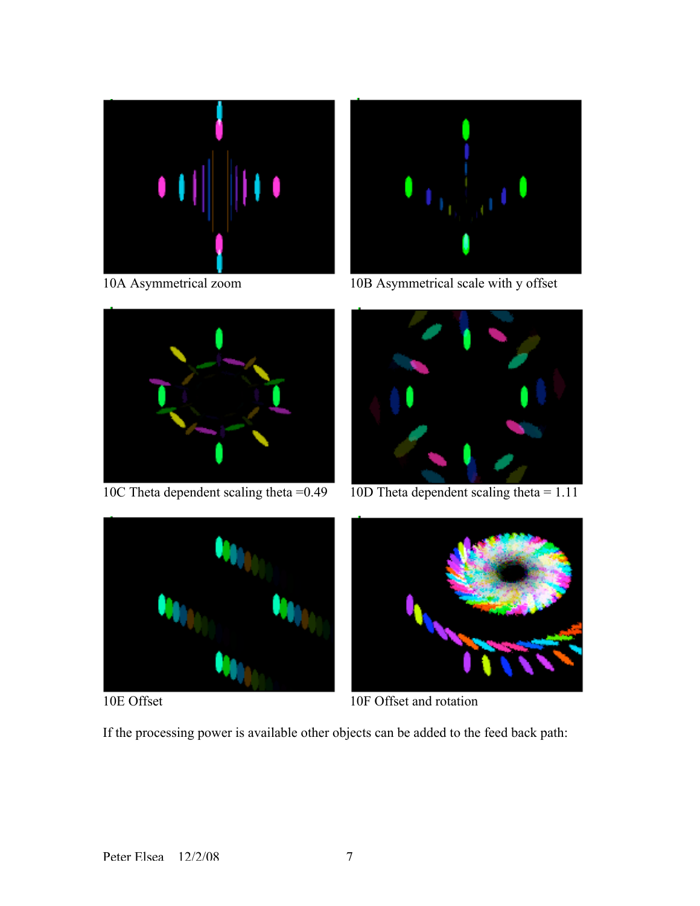10A Asymmetrical zoom

10B Asymmetrical scale with y offset

10C Theta dependent scaling theta =0.49

10D Theta dependent scaling theta = 1.11

10E Offset

10F Offset and rotation

If the processing power is available other objects can be added to the feed back path: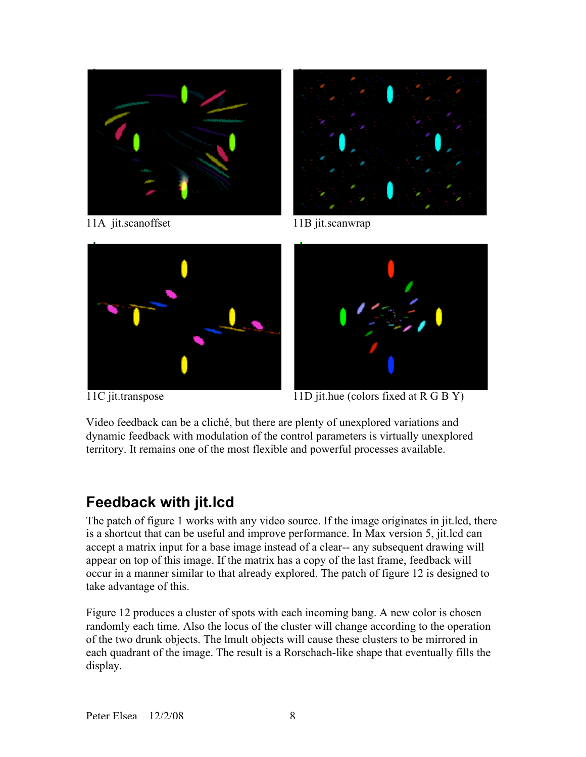11A jit.scanoffset

11B jit.scanwrap

11C jit.transpose

11D jit.hue (colors fixed at R G B Y)

Video feedback can be a cliché, but there are plenty of unexplored variations and dynamic feedback with modulation of the control parameters is virtually unexplored territory. It remains one of the most flexible and powerful processes available.

## Feedback with jit.lcd

The patch of figure 1 works with any video source. If the image originates in jit.lcd, there is a shortcut that can be useful and improve performance. In Max version 5, jit.lcd can accept a matrix input for a base image instead of a clear-- any subsequent drawing will appear on top of this image. If the matrix has a copy of the last frame, feedback will occur in a manner similar to that already explored. The patch of figure 12 is designed to take advantage of this.

Figure 12 produces a cluster of spots with each incoming bang. A new color is chosen randomly each time. Also the locus of the cluster will change according to the operation of the two drunk objects. The lmult objects will cause these clusters to be mirrored in each quadrant of the image. The result is a Rorschach-like shape that eventually fills the display.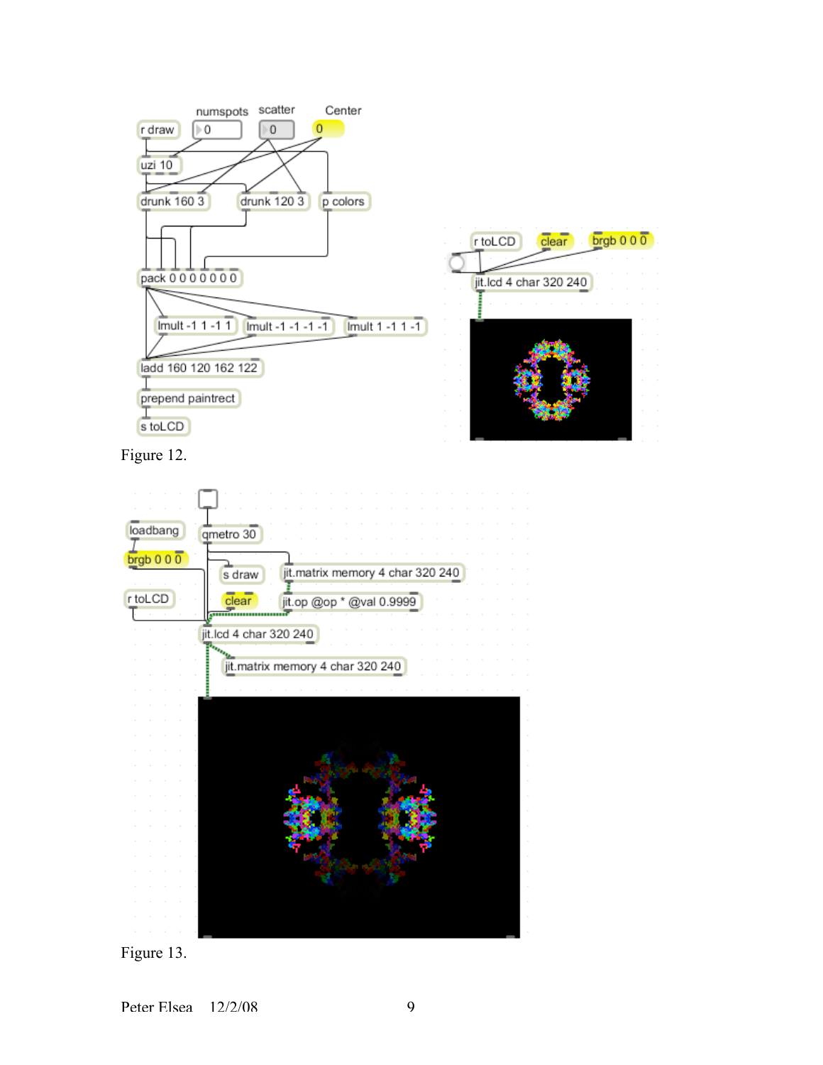Figure 12.

Figure 13.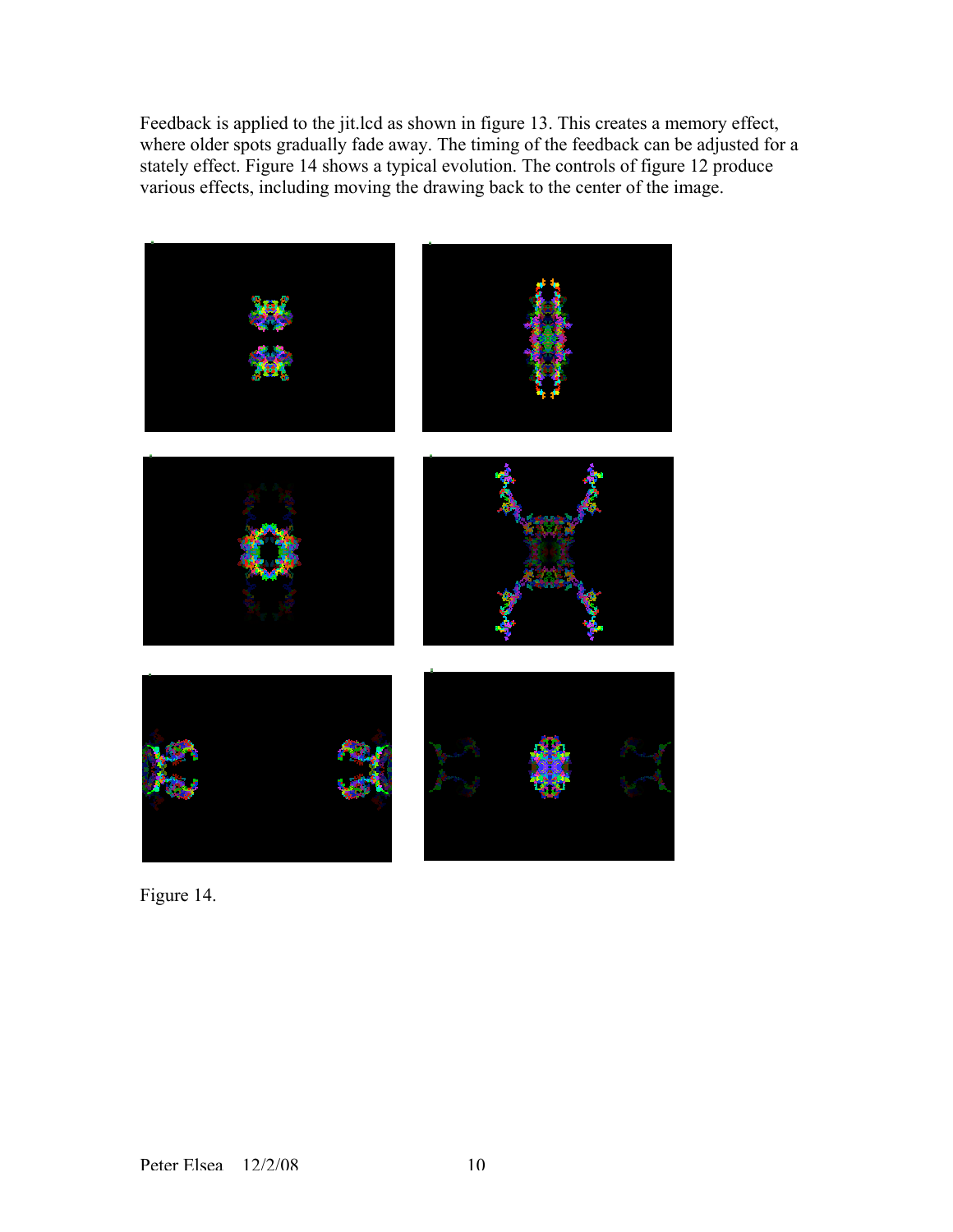Feedback is applied to the jit.lcd as shown in figure 13. This creates a memory effect, where older spots gradually fade away. The timing of the feedback can be adjusted for a stately effect. Figure 14 shows a typical evolution. The controls of figure 12 produce various effects, including moving the drawing back to the center of the image.

Figure 14.